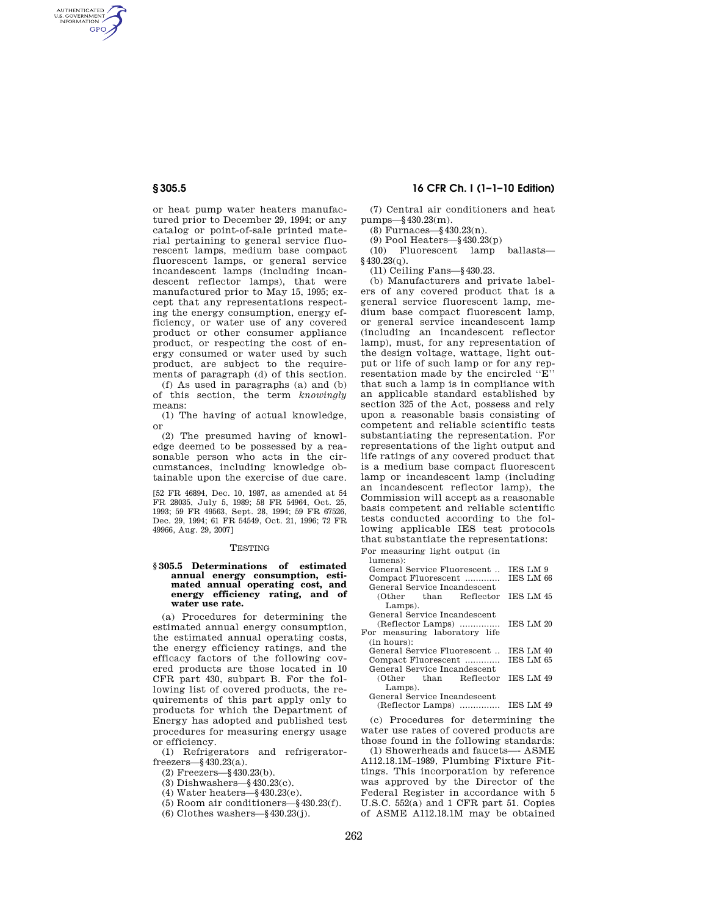or heat pump water heaters manufactured prior to December 29, 1994; or any catalog or point-of-sale printed material pertaining to general service fluorescent lamps, medium base compact fluorescent lamps, or general service incandescent lamps (including incandescent reflector lamps), that were manufactured prior to May 15, 1995; except that any representations respecting the energy consumption, energy efficiency, or water use of any covered product or other consumer appliance product, or respecting the cost of energy consumed or water used by such product, are subject to the requirements of paragraph (d) of this section.

(f) As used in paragraphs (a) and (b) of this section, the term *knowingly* means:

(1) The having of actual knowledge, or

(2) The presumed having of knowledge deemed to be possessed by a reasonable person who acts in the circumstances, including knowledge obtainable upon the exercise of due care.

[52 FR 46894, Dec. 10, 1987, as amended at 54 FR 28035, July 5, 1989; 58 FR 54964, Oct. 25, 1993; 59 FR 49563, Sept. 28, 1994; 59 FR 67526, Dec. 29, 1994; 61 FR 54549, Oct. 21, 1996; 72 FR 49966, Aug. 29, 2007]

TESTING

## § 305.5 Determinations of estimated annual energy consumption, estimated annual operating cost, and energy efficiency rating, and of water use rate.

(a) Procedures for determining the estimated annual energy consumption, the estimated annual operating costs, the energy efficiency ratings, and the efficacy factors of the following covered products are those located in 10 CFR part 430, subpart B. For the following list of covered products, the requirements of this part apply only to products for which the Department of Energy has adopted and published test procedures for measuring energy usage or efficiency.

(1) Refrigerators and refrigerator-freezers—§ 430.23(a).

(2) Freezers—§ 430.23(b).

(3) Dishwashers—§ 430.23(c).

(4) Water heaters—§ 430.23(e).

(5) Room air conditioners—§ 430.23(f).

(6) Clothes washers—§ 430.23(j).

(7) Central air conditioners and heat pumps—§ 430.23(m).

(8) Furnaces—§ 430.23(n).

(9) Pool Heaters—§ 430.23(p)

(10) Fluorescent lamp ballasts—§ 430.23(q).

(11) Ceiling Fans—§ 430.23.

(b) Manufacturers and private labelers of any covered product that is a general service fluorescent lamp, medium base compact fluorescent lamp, or general service incandescent lamp (including an incandescent reflector lamp), must, for any representation of the design voltage, wattage, light output or life of such lamp or for any representation made by the encircled "E" that such a lamp is in compliance with an applicable standard established by section 325 of the Act, possess and rely upon a reasonable basis consisting of competent and reliable scientific tests substantiating the representation. For representations of the light output and life ratings of any covered product that is a medium base compact fluorescent lamp or incandescent lamp (including an incandescent reflector lamp), the Commission will accept as a reasonable basis competent and reliable scientific tests conducted according to the following applicable IES test protocols that substantiate the representations:

| | |
|---|---|
| For measuring light output (in lumens): | |
| General Service Fluorescent .. | IES LM 9 |
| Compact Fluorescent ............ | IES LM 66 |
| General Service Incandescent (Other than Reflector Lamps). | IES LM 45 |
| General Service Incandescent (Reflector Lamps) .............. | IES LM 20 |
| For measuring laboratory life (in hours): | |
| General Service Fluorescent .. | IES LM 40 |
| Compact Fluorescent ............ | IES LM 65 |
| General Service Incandescent (Other than Reflector Lamps). | IES LM 49 |
| General Service Incandescent (Reflector Lamps) .............. | IES LM 49 |

(c) Procedures for determining the water use rates of covered products are those found in the following standards:

(1) Showerheads and faucets—- ASME A112.18.1M–1989, Plumbing Fixture Fittings. This incorporation by reference was approved by the Director of the Federal Register in accordance with 5 U.S.C. 552(a) and 1 CFR part 51. Copies of ASME A112.18.1M may be obtained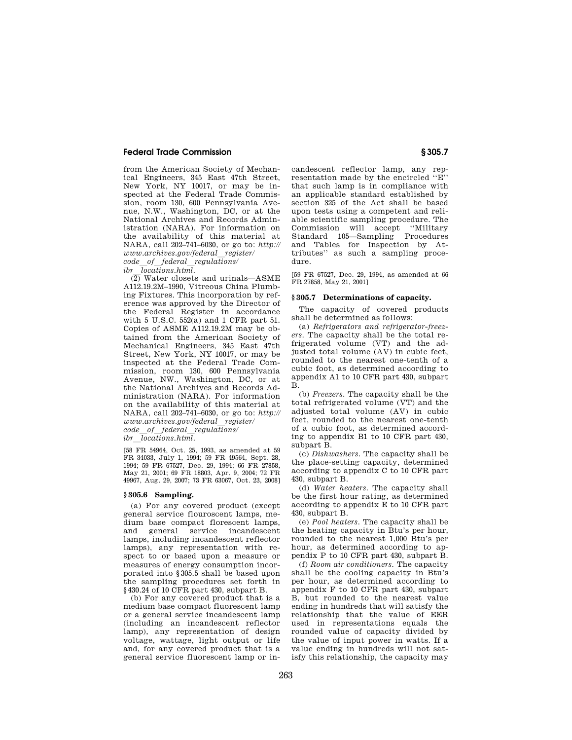from the American Society of Mechanical Engineers, 345 East 47th Street, New York, NY 10017, or may be inspected at the Federal Trade Commission, room 130, 600 Pennsylvania Avenue, N.W., Washington, DC, or at the National Archives and Records Administration (NARA). For information on the availability of this material at NARA, call 202–741–6030, or go to: *http://www.archives.gov/federal_register/code_of_federal_regulations/ibr_locations.html.*

(2) Water closets and urinals—ASME A112.19.2M–1990, Vitreous China Plumbing Fixtures. This incorporation by reference was approved by the Director of the Federal Register in accordance with 5 U.S.C. 552(a) and 1 CFR part 51. Copies of ASME A112.19.2M may be obtained from the American Society of Mechanical Engineers, 345 East 47th Street, New York, NY 10017, or may be inspected at the Federal Trade Commission, room 130, 600 Pennsylvania Avenue, NW., Washington, DC, or at the National Archives and Records Administration (NARA). For information on the availability of this material at NARA, call 202–741–6030, or go to: *http://www.archives.gov/federal_register/code_of_federal_regulations/ibr_locations.html.*

[58 FR 54964, Oct. 25, 1993, as amended at 59 FR 34033, July 1, 1994; 59 FR 49564, Sept. 28, 1994; 59 FR 67527, Dec. 29, 1994; 66 FR 27858, May 21, 2001; 69 FR 18803, Apr. 9, 2004; 72 FR 49967, Aug. 29, 2007; 73 FR 63067, Oct. 23, 2008]

## § 305.6 Sampling.

(a) For any covered product (except general service flouroscent lamps, medium base compact florescent lamps, and general service incandescent lamps, including incandescent reflector lamps), any representation with respect to or based upon a measure or measures of energy consumption incorporated into §305.5 shall be based upon the sampling procedures set forth in §430.24 of 10 CFR part 430, subpart B.

(b) For any covered product that is a medium base compact fluorescent lamp or a general service incandescent lamp (including an incandescent reflector lamp), any representation of design voltage, wattage, light output or life and, for any covered product that is a general service fluorescent lamp or incandescent reflector lamp, any representation made by the encircled ''E'' that such lamp is in compliance with an applicable standard established by section 325 of the Act shall be based upon tests using a competent and reliable scientific sampling procedure. The Commission will accept ''Military Standard 105—Sampling Procedures and Tables for Inspection by Attributes'' as such a sampling procedure.

[59 FR 67527, Dec. 29, 1994, as amended at 66 FR 27858, May 21, 2001]

## § 305.7 Determinations of capacity.

The capacity of covered products shall be determined as follows:

(a) *Refrigerators and refrigerator-freezers.* The capacity shall be the total refrigerated volume (VT) and the adjusted total volume (AV) in cubic feet, rounded to the nearest one-tenth of a cubic foot, as determined according to appendix A1 to 10 CFR part 430, subpart B.

(b) *Freezers.* The capacity shall be the total refrigerated volume (VT) and the adjusted total volume (AV) in cubic feet, rounded to the nearest one-tenth of a cubic foot, as determined according to appendix B1 to 10 CFR part 430, subpart B.

(c) *Dishwashers.* The capacity shall be the place-setting capacity, determined according to appendix C to 10 CFR part 430, subpart B.

(d) *Water heaters.* The capacity shall be the first hour rating, as determined according to appendix E to 10 CFR part 430, subpart B.

(e) *Pool heaters.* The capacity shall be the heating capacity in Btu's per hour, rounded to the nearest 1,000 Btu's per hour, as determined according to appendix P to 10 CFR part 430, subpart B.

(f) *Room air conditioners.* The capacity shall be the cooling capacity in Btu's per hour, as determined according to appendix F to 10 CFR part 430, subpart B, but rounded to the nearest value ending in hundreds that will satisfy the relationship that the value of EER used in representations equals the rounded value of capacity divided by the value of input power in watts. If a value ending in hundreds will not satisfy this relationship, the capacity may